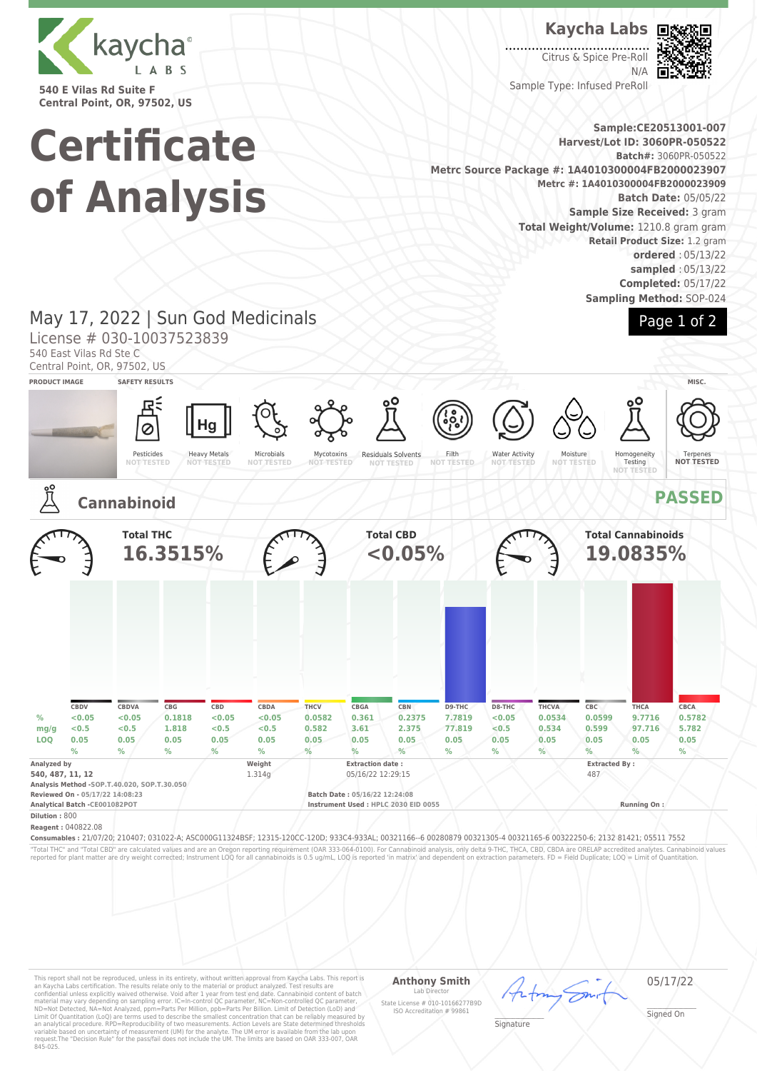# Certificate of Analysis

**Kaycha Labs**

540 E Vilas Rd Suite F
Central Point, OR, 97502, US

**Kaycha Labs**
Citrus & Spice Pre-Roll
N/A
Sample Type: Infused PreRoll

**Sample:CE20513001-007**
**Harvest/Lot ID: 3060PR-050522**
**Batch#:** 3060PR-050522
**Metrc Source Package #: 1A4010300004FB2000023907**
**Metrc #: 1A4010300004FB2000023909**
**Batch Date:** 05/05/22
**Sample Size Received:** 3 gram
**Total Weight/Volume:** 1210.8 gram gram
**Retail Product Size:** 1.2 gram
**ordered** : 05/13/22
**sampled** : 05/13/22
**Completed:** 05/17/22
**Sampling Method:** SOP-024

## May 17, 2022 | Sun God Medicinals

License # 030-10037523839
540 East Vilas Rd Ste C
Central Point, OR, 97502, US

**PRODUCT IMAGE** | **SAFETY RESULTS** | **MISC.**

| Pesticides | Heavy Metals | Microbials | Mycotoxins | Residuals Solvents | Filth | Water Activity | Moisture | Homogeneity Testing | Terpenes |
|---|---|---|---|---|---|---|---|---|---|
| NOT TESTED | NOT TESTED | NOT TESTED | NOT TESTED | NOT TESTED | NOT TESTED | NOT TESTED | NOT TESTED | NOT TESTED | NOT TESTED |

## Cannabinoid — PASSED

**Total THC** 16.3515% | **Total CBD** <0.05% | **Total Cannabinoids** 19.0835%

| | CBDV | CBDVA | CBG | CBD | CBDA | THCV | CBGA | CBN | D9-THC | D8-THC | THCVA | CBC | THCA | CBCA |
|---|---|---|---|---|---|---|---|---|---|---|---|---|---|---|
| % | <0.05 | <0.05 | 0.1818 | <0.05 | <0.05 | 0.0582 | 0.361 | 0.2375 | 7.7819 | <0.05 | 0.0534 | 0.0599 | 9.7716 | 0.5782 |
| mg/g | <0.5 | <0.5 | 1.818 | <0.5 | <0.5 | 0.582 | 3.61 | 2.375 | 77.819 | <0.5 | 0.534 | 0.599 | 97.716 | 5.782 |
| LOQ | 0.05 | 0.05 | 0.05 | 0.05 | 0.05 | 0.05 | 0.05 | 0.05 | 0.05 | 0.05 | 0.05 | 0.05 | 0.05 | 0.05 |
| | % | % | % | % | % | % | % | % | % | % | % | % | % | % |

**Analyzed by** 540, 487, 11, 12 | **Weight** 1.314g | **Extraction date :** 05/16/22 12:29:15 | **Extracted By :** 487

**Analysis Method** -SOP.T.40.020, SOP.T.30.050
**Reviewed On** - 05/17/22 14:08:23
**Analytical Batch** -CE001082POT
**Batch Date :** 05/16/22 12:24:08
**Instrument Used :** HPLC 2030 EID 0055
**Running On :**
**Dilution :** 800
**Reagent :** 040822.08
**Consumables :** 21/07/20; 210407; 031022-A; ASC000G11324BSF; 12315-120CC-120D; 933C4-933AL; 00321166--6 00280879 00321305-4 00321165-6 00322250-6; 2132 81421; 05511 7552

"Total THC" and "Total CBD" are calculated values and are an Oregon reporting requirement (OAR 333-064-0100). For Cannabinoid analysis, only delta 9-THC, THCA, CBD, CBDA are ORELAP accredited analytes. Cannabinoid values reported for plant matter are dry weight corrected; Instrument LOQ for all cannabinoids is 0.5 ug/mL, LOQ is reported 'in matrix' and dependent on extraction parameters. FD = Field Duplicate; LOQ = Limit of Quantitation.

This report shall not be reproduced, in its entirety, without written approval from Kaycha Labs. This report is an Kaycha Labs certification. The results relate only to the material or product analyzed. Test results are confidential unless explicitly waived otherwise. Void after 1 year from test end date. Cannabinoid content of batch material may vary depending on sampling error. IC=In-control QC parameter, NC=Non-controlled QC parameter, ND=Not Detected, NA=Not Analyzed, ppm=Parts Per Million, ppb=Parts Per Billion. Limit of Detection (LoD) and Limit Of Quantitation (LoQ) are terms used to describe the smallest concentration that can be reliably measured by an analytical procedure. RPD=Reproducibility of two measurements. Action Levels are State determined thresholds variable based on uncertainty of measurement (UM) for the analyte. The UM error is available from the lab upon request.The "Decision Rule" for the pass/fail does not include the UM. The limits are based on OAR 333-007, OAR 845-025.

**Anthony Smith**
Lab Director
State License # 010-10166277B9D
ISO Accreditation # 99861

Signature

05/17/22
Signed On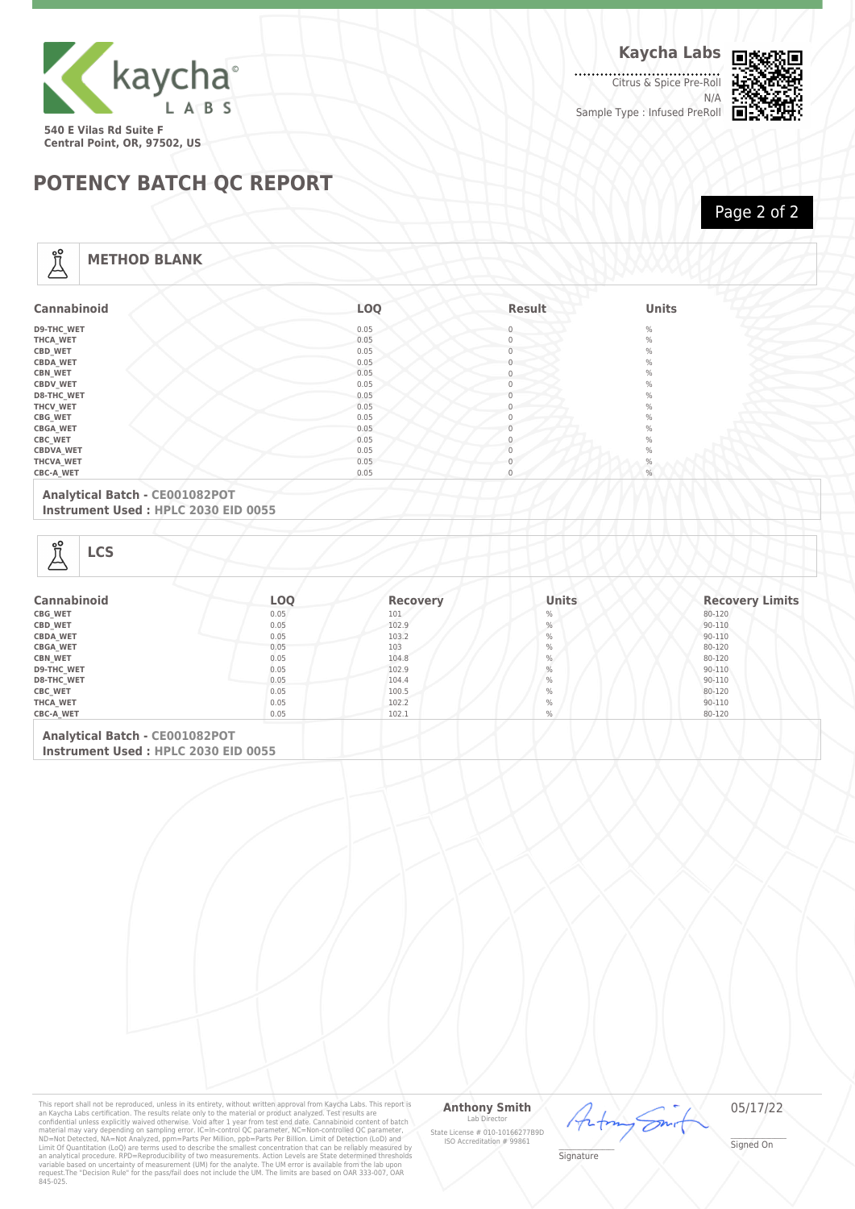kaycha LABS

540 E Vilas Rd Suite F
Central Point, OR, 97502, US

**Kaycha Labs**

Citrus & Spice Pre-Roll
N/A
Sample Type : Infused PreRoll

# POTENCY BATCH QC REPORT

## METHOD BLANK

| Cannabinoid | LOQ | Result | Units |
|---|---|---|---|
| D9-THC_WET | 0.05 | 0 | % |
| THCA_WET | 0.05 | 0 | % |
| CBD_WET | 0.05 | 0 | % |
| CBDA_WET | 0.05 | 0 | % |
| CBN_WET | 0.05 | 0 | % |
| CBDV_WET | 0.05 | 0 | % |
| D8-THC_WET | 0.05 | 0 | % |
| THCV_WET | 0.05 | 0 | % |
| CBG_WET | 0.05 | 0 | % |
| CBGA_WET | 0.05 | 0 | % |
| CBC_WET | 0.05 | 0 | % |
| CBDVA_WET | 0.05 | 0 | % |
| THCVA_WET | 0.05 | 0 | % |
| CBC-A_WET | 0.05 | 0 | % |

**Analytical Batch -** CE001082POT
**Instrument Used :** HPLC 2030 EID 0055

## LCS

| Cannabinoid | LOQ | Recovery | Units | Recovery Limits |
|---|---|---|---|---|
| CBG_WET | 0.05 | 101 | % | 80-120 |
| CBD_WET | 0.05 | 102.9 | % | 90-110 |
| CBDA_WET | 0.05 | 103.2 | % | 90-110 |
| CBGA_WET | 0.05 | 103 | % | 80-120 |
| CBN_WET | 0.05 | 104.8 | % | 80-120 |
| D9-THC_WET | 0.05 | 102.9 | % | 90-110 |
| D8-THC_WET | 0.05 | 104.4 | % | 90-110 |
| CBC_WET | 0.05 | 100.5 | % | 80-120 |
| THCA_WET | 0.05 | 102.2 | % | 90-110 |
| CBC-A_WET | 0.05 | 102.1 | % | 80-120 |

**Analytical Batch -** CE001082POT
**Instrument Used :** HPLC 2030 EID 0055

This report shall not be reproduced, unless in its entirety, without written approval from Kaycha Labs. This report is an Kaycha Labs certification. The results relate only to the material or product analyzed. Test results are confidential unless explicitly waived otherwise. Void after 1 year from test end date. Cannabinoid content of batch material may vary depending on sampling error. IC=In-control QC parameter, NC=Non-controlled QC parameter, ND=Not Detected, NA=Not Analyzed, ppm=Parts Per Million, ppb=Parts Per Billion. Limit of Detection (LoD) and Limit Of Quantitation (LoQ) are terms used to describe the smallest concentration that can be reliably measured by an analytical procedure. RPD=Reproducibility of two measurements. Action Levels are State determined thresholds variable based on uncertainty of measurement (UM) for the analyte. The UM error is available from the lab upon request.The "Decision Rule" for the pass/fail does not include the UM. The limits are based on OAR 333-007, OAR 845-025.

**Anthony Smith**
Lab Director
State License # 010-10166277B9D
ISO Accreditation # 99861

Signature

05/17/22
Signed On